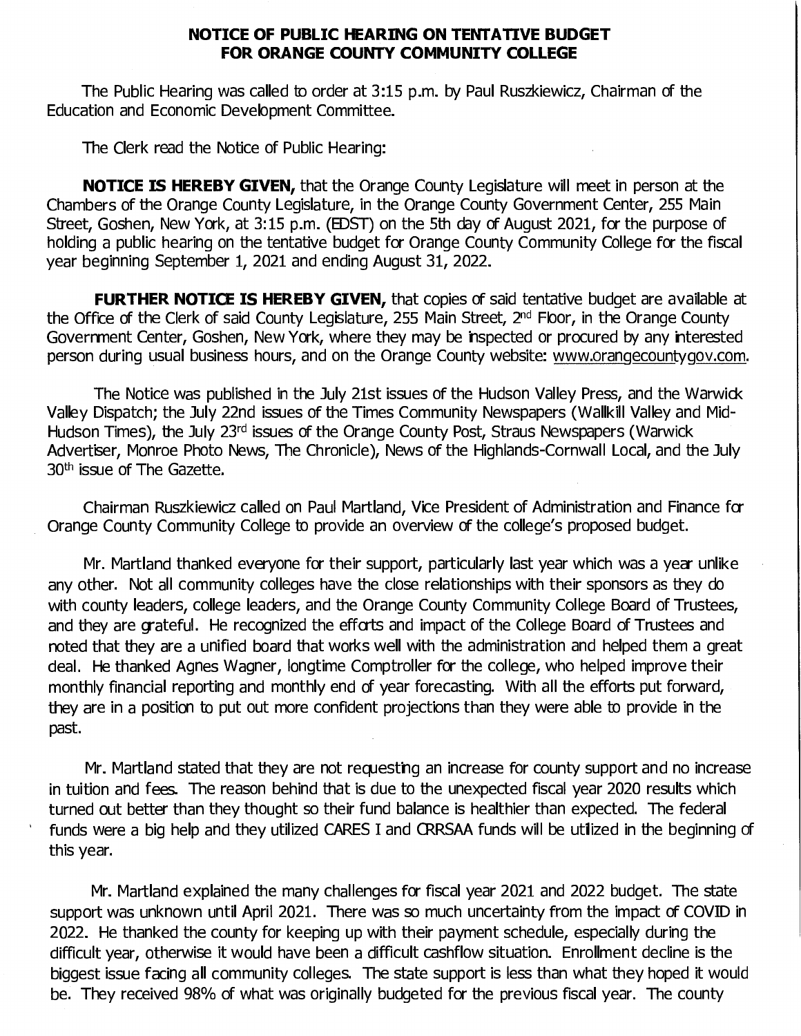**NOTICE OF PUBLIC HEARING ON TENTATIVE BUDGET FOR ORANGE COUNTY COMMUNITY COLLEGE**

The Public Hearing was called to order at 3:15 p.m. by Paul Ruszkiewicz, Chairman of the Education and Economic Development Committee.

The Clerk read the Notice of Public Hearing:

**NOTICE IS HEREBY GIVEN,** that the Orange County Legislature will meet in person at the Chambers of the Orange County Legislature, in the Orange County Government Center, 255 Main Street, Goshen, New York, at 3:15 p.m. (EDST) on the 5th day of August 2021, for the purpose of holding a public hearing on the tentative budget for Orange County Community College for the fiscal year beginning September 1, 2021 and ending August 31, 2022.

**FURTHER NOTICE IS HEREBY GIVEN,** that copies of said tentative budget are available at the Office of the Clerk of said County Legislature, 255 Main Street, 2nd Floor, in the Orange County Government Center, Goshen, New York, where they may be inspected or procured by any interested person during usual business hours, and on the Orange County website: www.orangecountygov.com.

The Notice was published in the July 21st issues of the Hudson Valley Press, and the Warwick Valley Dispatch; the July 22nd issues of the Times Community Newspapers (Wallkill Valley and Mid-Hudson Times), the July 23rd issues of the Orange County Post, Straus Newspapers (Warwick Advertiser, Monroe Photo News, The Chronicle), News of the Highlands-Cornwall Local, and the July 30th issue of The Gazette.

Chairman Ruszkiewicz called on Paul Martland, Vice President of Administration and Finance for Orange County Community College to provide an overview of the college's proposed budget.

Mr. Martland thanked everyone for their support, particularly last year which was a year unlike any other. Not all community colleges have the close relationships with their sponsors as they do with county leaders, college leaders, and the Orange County Community College Board of Trustees, and they are grateful. He recognized the efforts and impact of the College Board of Trustees and noted that they are a unified board that works well with the administration and helped them a great deal. He thanked Agnes Wagner, longtime Comptroller for the college, who helped improve their monthly financial reporting and monthly end of year forecasting. With all the efforts put forward, they are in a position to put out more confident projections than they were able to provide in the past.

Mr. Martland stated that they are not requesting an increase for county support and no increase in tuition and fees. The reason behind that is due to the unexpected fiscal year 2020 results which turned out better than they thought so their fund balance is healthier than expected. The federal funds were a big help and they utilized CARES I and CRRSAA funds will be utilized in the beginning of this year.

Mr. Martland explained the many challenges for fiscal year 2021 and 2022 budget. The state support was unknown until April 2021. There was so much uncertainty from the impact of COVID in 2022. He thanked the county for keeping up with their payment schedule, especially during the difficult year, otherwise it would have been a difficult cashflow situation. Enrollment decline is the biggest issue facing all community colleges. The state support is less than what they hoped it would be. They received 98% of what was originally budgeted for the previous fiscal year. The county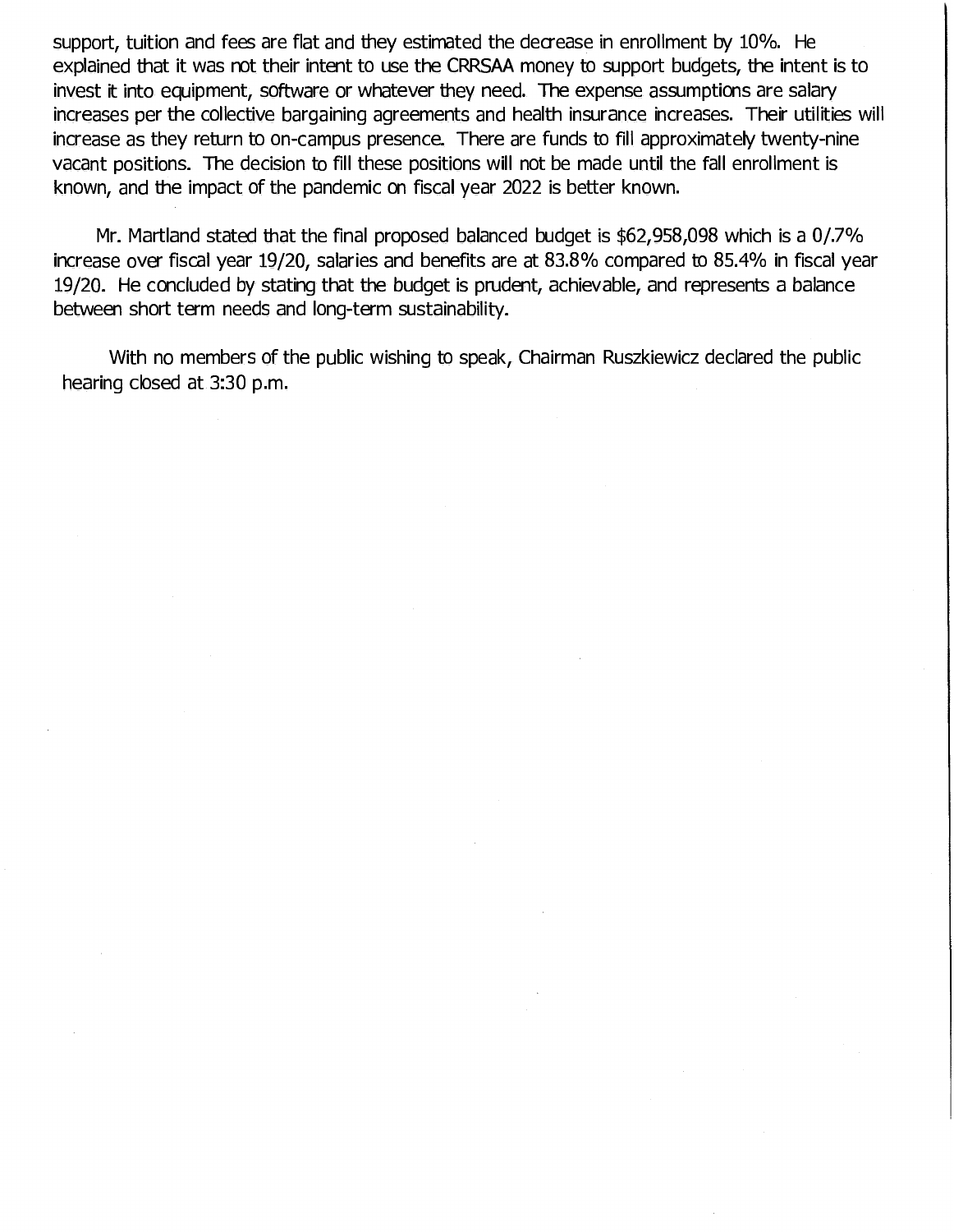support, tuition and fees are flat and they estimated the decrease in enrollment by 10%. He explained that it was not their intent to use the CRRSAA money to support budgets, the intent is to invest it into equipment, software or whatever they need. The expense assumptions are salary increases per the collective bargaining agreements and health insurance increases. Their utilities will increase as they return to on-campus presence. There are funds to fill approximately twenty-nine vacant positions. The decision to fill these positions will not be made until the fall enrollment is known, and the impact of the pandemic on fiscal year 2022 is better known.

Mr. Martland stated that the final proposed balanced budget is $62,958,098 which is a 0/.7% increase over fiscal year 19/20, salaries and benefits are at 83.8% compared to 85.4% in fiscal year 19/20. He concluded by stating that the budget is prudent, achievable, and represents a balance between short term needs and long-term sustainability.

With no members of the public wishing to speak, Chairman Ruszkiewicz declared the public hearing closed at 3:30 p.m.